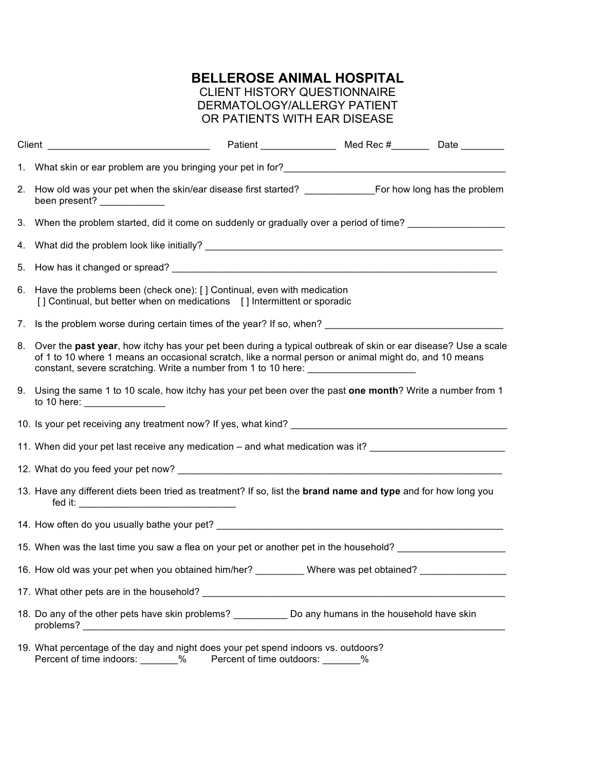# BELLEROSE ANIMAL HOSPITAL

## CLIENT HISTORY QUESTIONNAIRE
## DERMATOLOGY/ALLERGY PATIENT
## OR PATIENTS WITH EAR DISEASE

Client ______________________________ Patient ______________ Med Rec #_______ Date ________

1. What skin or ear problem are you bringing your pet in for?__________________________________________

2. How old was your pet when the skin/ear disease first started? _____________For how long has the problem been present? ____________

3. When the problem started, did it come on suddenly or gradually over a period of time? _________________

4. What did the problem look like initially? _________________________________________________________

5. How has it changed or spread? ______________________________________________________________

6. Have the problems been (check one): [ ] Continual, even with medication
   [ ] Continual, but better when on medications [ ] Intermittent or sporadic

7. Is the problem worse during certain times of the year? If so, when? __________________________________

8. Over the **past year**, how itchy has your pet been during a typical outbreak of skin or ear disease? Use a scale of 1 to 10 where 1 means an occasional scratch, like a normal person or animal might do, and 10 means constant, severe scratching. Write a number from 1 to 10 here: ___________________

9. Using the same 1 to 10 scale, how itchy has your pet been over the past **one month**? Write a number from 1 to 10 here: ______________

10. Is your pet receiving any treatment now? If yes, what kind? _________________________________________

11. When did your pet last receive any medication – and what medication was it? _________________________

12. What do you feed your pet now? ______________________________________________________________

13. Have any different diets been tried as treatment? If so, list the **brand name and type** and for how long you fed it: _____________________________

14. How often do you usually bathe your pet? ______________________________________________________

15. When was the last time you saw a flea on your pet or another pet in the household? ___________________

16. How old was your pet when you obtained him/her? _________ Where was pet obtained? _______________

17. What other pets are in the household? _________________________________________________________

18. Do any of the other pets have skin problems? __________ Do any humans in the household have skin problems? ________________________________________________________________________________

19. What percentage of the day and night does your pet spend indoors vs. outdoors?
    Percent of time indoors: _______% Percent of time outdoors: _______%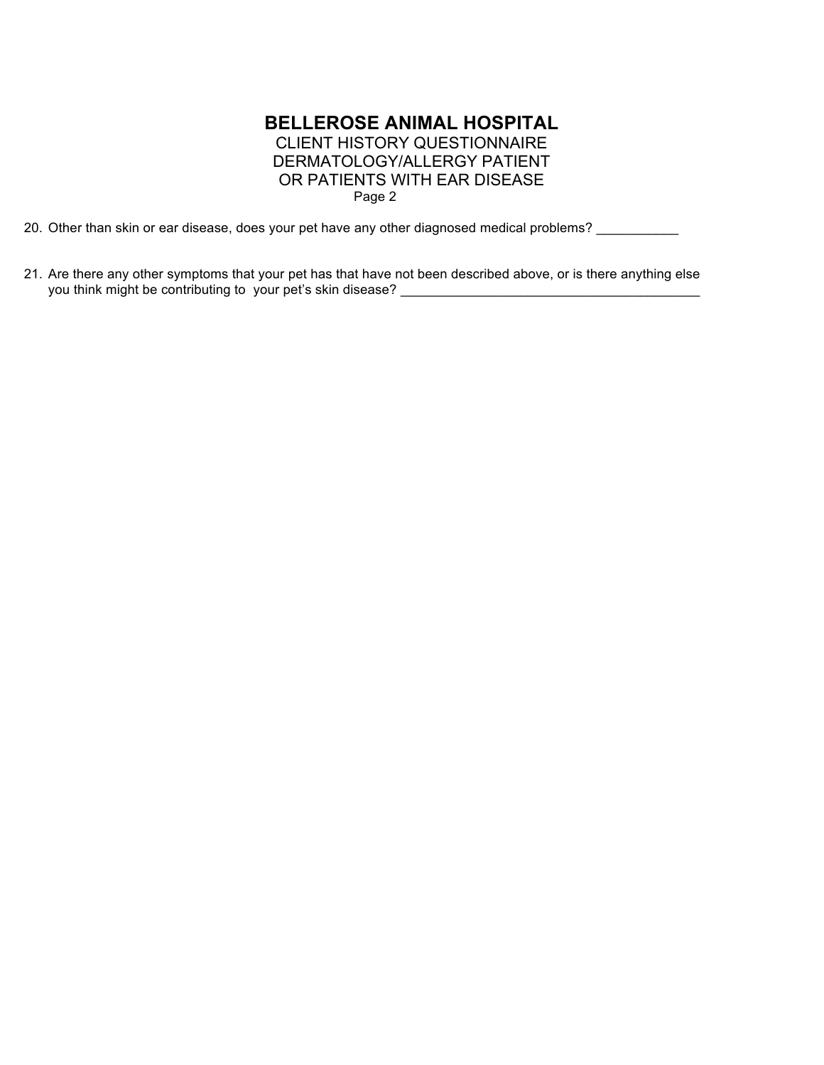# BELLEROSE ANIMAL HOSPITAL

CLIENT HISTORY QUESTIONNAIRE
DERMATOLOGY/ALLERGY PATIENT
OR PATIENTS WITH EAR DISEASE
Page 2

20. Other than skin or ear disease, does your pet have any other diagnosed medical problems? ___________

21. Are there any other symptoms that your pet has that have not been described above, or is there anything else you think might be contributing to your pet's skin disease? _________________________________________